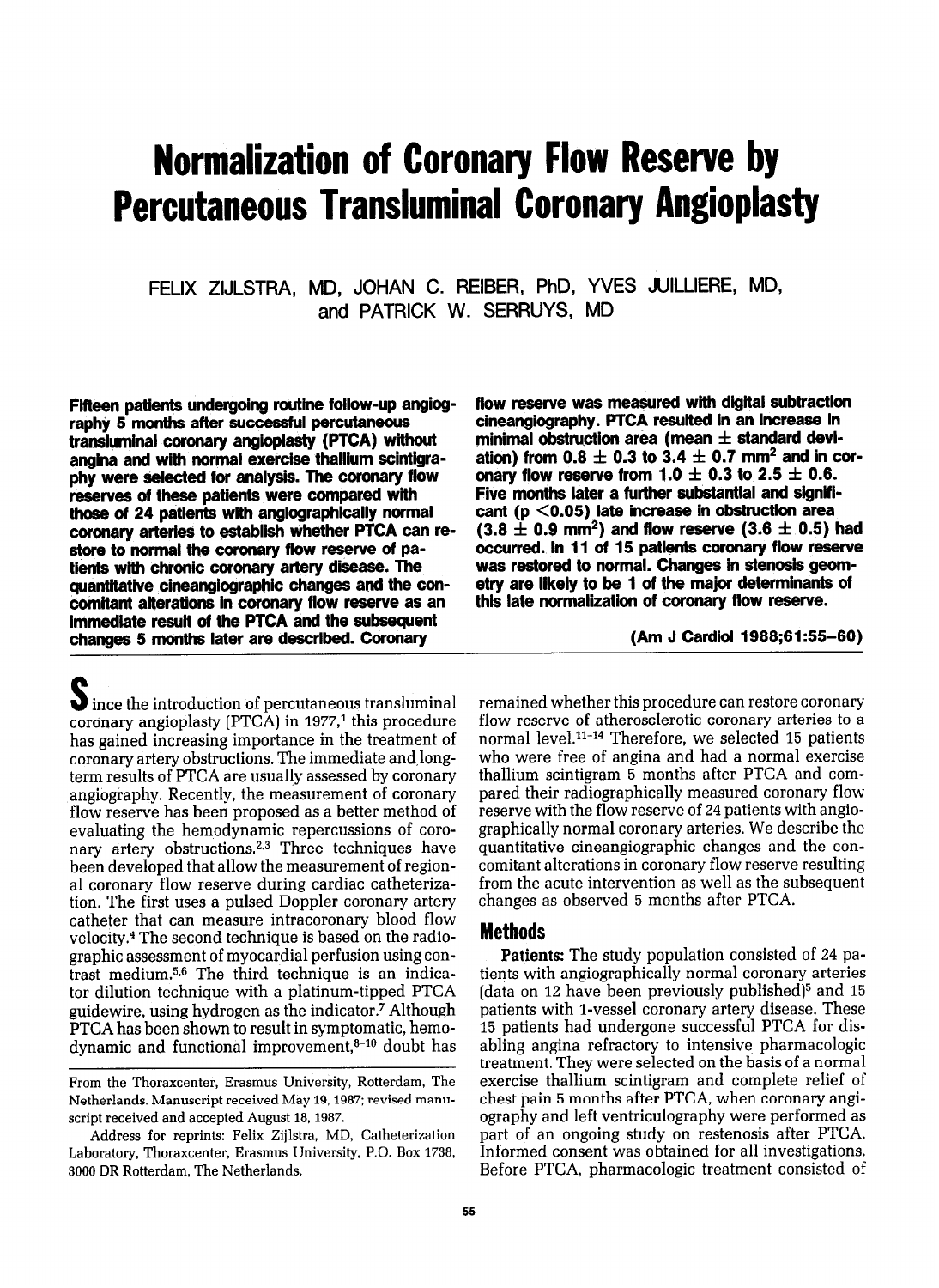# Normalization of Coronary Flow Reserve by Percutaneous Transluminal Coronary Angioplasty

FELIX ZIJLSTRA, MD, JOHAN C. REIBER, PhD, YVES JUILLIERE, MD, and PATRICK W. SERRUYS, MD

**Fifteen patients undergoing routine follow-up angiography 5 months after successful percutaneous transluminal coronary angioplasty (PTCA) without angina and with normal exercise thallium scintigraphy were selected for analysis. The coronary flow reserves of these patients were compared with those of 24 patients with angiographically normal coronary arteries to establish whether PTCA can restore to normal the coronary flow reserve of patients with chronic coronary artery disease. The quantitative cineangiographic changes and the concomitant alterations in coronary flow reserve as an immediate result of the PTCA and the subsequent changes 5 months later are described. Coronary flow reserve was measured with digital subtraction cineangiography. PTCA resulted in an increase in minimal obstruction area (mean ± standard deviation) from 0.8 ± 0.3 to 3.4 ± 0.7 mm² and in coronary flow reserve from 1.0 ± 0.3 to 2.5 ± 0.6. Five months later a further substantial and significant ($p < 0.05$) late increase in obstruction area (3.8 ± 0.9 mm²) and flow reserve (3.6 ± 0.5) had occurred. In 11 of 15 patients coronary flow reserve was restored to normal. Changes in stenosis geometry are likely to be 1 of the major determinants of this late normalization of coronary flow reserve.**

**(Am J Cardiol 1988;61:55–60)**

Since the introduction of percutaneous transluminal coronary angioplasty (PTCA) in 1977,[1] this procedure has gained increasing importance in the treatment of coronary artery obstructions. The immediate and long-term results of PTCA are usually assessed by coronary angiography. Recently, the measurement of coronary flow reserve has been proposed as a better method of evaluating the hemodynamic repercussions of coronary artery obstructions.[2,3] Three techniques have been developed that allow the measurement of regional coronary flow reserve during cardiac catheterization. The first uses a pulsed Doppler coronary artery catheter that can measure intracoronary blood flow velocity.[4] The second technique is based on the radiographic assessment of myocardial perfusion using contrast medium.[5,6] The third technique is an indicator dilution technique with a platinum-tipped PTCA guidewire, using hydrogen as the indicator.[7] Although PTCA has been shown to result in symptomatic, hemodynamic and functional improvement,[8–10] doubt has remained whether this procedure can restore coronary flow reserve of atherosclerotic coronary arteries to a normal level.[11–14] Therefore, we selected 15 patients who were free of angina and had a normal exercise thallium scintigram 5 months after PTCA and compared their radiographically measured coronary flow reserve with the flow reserve of 24 patients with angiographically normal coronary arteries. We describe the quantitative cineangiographic changes and the concomitant alterations in coronary flow reserve resulting from the acute intervention as well as the subsequent changes as observed 5 months after PTCA.

From the Thoraxcenter, Erasmus University, Rotterdam, The Netherlands. Manuscript received May 19, 1987; revised manuscript received and accepted August 18, 1987.

Address for reprints: Felix Zijlstra, MD, Catheterization Laboratory, Thoraxcenter, Erasmus University, P.O. Box 1738, 3000 DR Rotterdam, The Netherlands.

## Methods

**Patients:** The study population consisted of 24 patients with angiographically normal coronary arteries (data on 12 have been previously published)[5] and 15 patients with 1-vessel coronary artery disease. These 15 patients had undergone successful PTCA for disabling angina refractory to intensive pharmacologic treatment. They were selected on the basis of a normal exercise thallium scintigram and complete relief of chest pain 5 months after PTCA, when coronary angiography and left ventriculography were performed as part of an ongoing study on restenosis after PTCA. Informed consent was obtained for all investigations. Before PTCA, pharmacologic treatment consisted of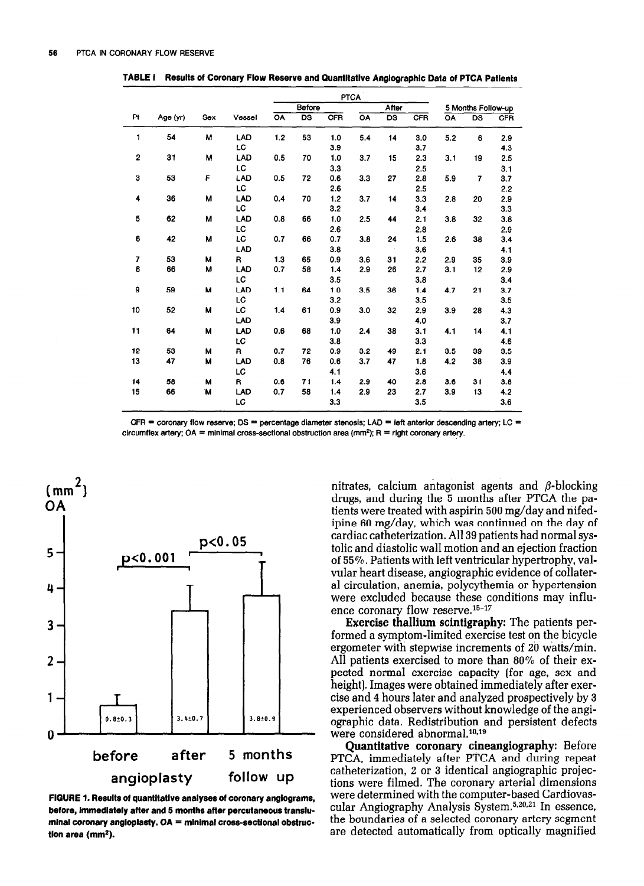**TABLE I Results of Coronary Flow Reserve and Quantitative Angiographic Data of PTCA Patients**

| | | | | PTCA | | | | | | | | |
|---|---|---|---|---|---|---|---|---|---|---|---|---|
| | | | | Before | | | After | | | 5 Months Follow-up | | |
| Pt | Age (yr) | Sex | Vessel | OA | DS | CFR | OA | DS | CFR | OA | DS | CFR |
| 1 | 54 | M | LAD | 1.2 | 53 | 1.0 | 5.4 | 14 | 3.0 | 5.2 | 6 | 2.9 |
| | | | LC | | | 3.9 | | | 3.7 | | | 4.3 |
| 2 | 31 | M | LAD | 0.5 | 70 | 1.0 | 3.7 | 15 | 2.3 | 3.1 | 19 | 2.5 |
| | | | LC | | | 3.3 | | | 2.5 | | | 3.1 |
| 3 | 53 | F | LAD | 0.5 | 72 | 0.6 | 3.3 | 27 | 2.8 | 5.9 | 7 | 3.7 |
| | | | LC | | | 2.6 | | | 2.5 | | | 2.2 |
| 4 | 36 | M | LAD | 0.4 | 70 | 1.2 | 3.7 | 14 | 3.3 | 2.8 | 20 | 2.9 |
| | | | LC | | | 3.2 | | | 3.4 | | | 3.3 |
| 5 | 62 | M | LAD | 0.8 | 66 | 1.0 | 2.5 | 44 | 2.1 | 3.8 | 32 | 3.8 |
| | | | LC | | | 2.6 | | | 2.8 | | | 2.9 |
| 6 | 42 | M | LC | 0.7 | 66 | 0.7 | 3.8 | 24 | 1.5 | 2.6 | 38 | 3.4 |
| | | | LAD | | | 3.8 | | | 3.6 | | | 4.1 |
| 7 | 53 | M | R | 1.3 | 65 | 0.9 | 3.6 | 31 | 2.2 | 2.9 | 35 | 3.9 |
| 8 | 66 | M | LAD | 0.7 | 58 | 1.4 | 2.9 | 26 | 2.7 | 3.1 | 12 | 2.9 |
| | | | LC | | | 3.5 | | | 3.8 | | | 3.4 |
| 9 | 59 | M | LAD | 1.1 | 64 | 1.0 | 3.5 | 36 | 1.4 | 4.7 | 21 | 3.7 |
| | | | LC | | | 3.2 | | | 3.5 | | | 3.5 |
| 10 | 52 | M | LC | 1.4 | 61 | 0.9 | 3.0 | 32 | 2.9 | 3.9 | 28 | 4.3 |
| | | | LAD | | | 3.9 | | | 4.0 | | | 3.7 |
| 11 | 64 | M | LAD | 0.6 | 68 | 1.0 | 2.4 | 38 | 3.1 | 4.1 | 14 | 4.1 |
| | | | LC | | | 3.8 | | | 3.3 | | | 4.6 |
| 12 | 53 | M | R | 0.7 | 72 | 0.9 | 3.2 | 49 | 2.1 | 3.5 | 39 | 3.5 |
| 13 | 47 | M | LAD | 0.8 | 76 | 0.6 | 3.7 | 47 | 1.8 | 4.2 | 38 | 3.9 |
| | | | LC | | | 4.1 | | | 3.6 | | | 4.4 |
| 14 | 58 | M | R | 0.6 | 71 | 1.4 | 2.9 | 40 | 2.8 | 3.6 | 31 | 3.8 |
| 15 | 66 | M | LAD | 0.7 | 58 | 1.4 | 2.9 | 23 | 2.7 | 3.9 | 13 | 4.2 |
| | | | LC | | | 3.3 | | | 3.5 | | | 3.6 |

CFR = coronary flow reserve; DS = percentage diameter stenosis; LAD = left anterior descending artery; LC = circumflex artery; OA = minimal cross-sectional obstruction area ($mm^2$); R = right coronary artery.

**FIGURE 1. Results of quantitative analyses of coronary angiograms, before, immediately after and 5 months after percutaneous transluminal coronary angioplasty. OA = minimal cross-sectional obstruction area ($mm^2$).**

nitrates, calcium antagonist agents and $\beta$-blocking drugs, and during the 5 months after PTCA the patients were treated with aspirin 500 mg/day and nifedipine 60 mg/day, which was continued on the day of cardiac catheterization. All 39 patients had normal systolic and diastolic wall motion and an ejection fraction of 55%. Patients with left ventricular hypertrophy, valvular heart disease, angiographic evidence of collateral circulation, anemia, polycythemia or hypertension were excluded because these conditions may influence coronary flow reserve.[15-17]

**Exercise thallium scintigraphy:** The patients performed a symptom-limited exercise test on the bicycle ergometer with stepwise increments of 20 watts/min. All patients exercised to more than 80% of their expected normal exercise capacity (for age, sex and height). Images were obtained immediately after exercise and 4 hours later and analyzed prospectively by 3 experienced observers without knowledge of the angiographic data. Redistribution and persistent defects were considered abnormal.[10,19]

**Quantitative coronary cineangiography:** Before PTCA, immediately after PTCA and during repeat catheterization, 2 or 3 identical angiographic projections were filmed. The coronary arterial dimensions were determined with the computer-based Cardiovascular Angiography Analysis System.[5,20,21] In essence, the boundaries of a selected coronary artery segment are detected automatically from optically magnified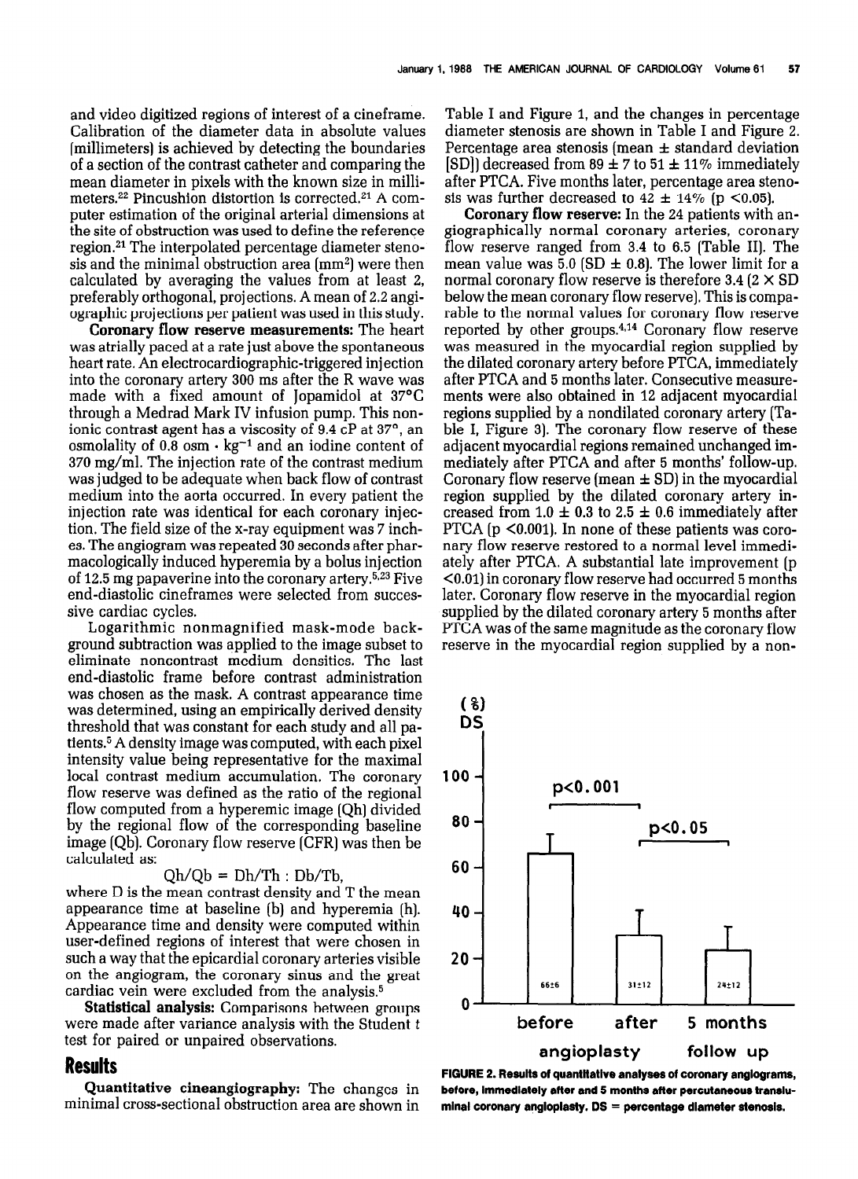and video digitized regions of interest of a cineframe. Calibration of the diameter data in absolute values (millimeters) is achieved by detecting the boundaries of a section of the contrast catheter and comparing the mean diameter in pixels with the known size in millimeters.[22] Pincushion distortion is corrected.[21] A computer estimation of the original arterial dimensions at the site of obstruction was used to define the reference region.[21] The interpolated percentage diameter stenosis and the minimal obstruction area (mm$^2$) were then calculated by averaging the values from at least 2, preferably orthogonal, projections. A mean of 2.2 angiographic projections per patient was used in this study.

**Coronary flow reserve measurements:** The heart was atrially paced at a rate just above the spontaneous heart rate. An electrocardiographic-triggered injection into the coronary artery 300 ms after the R wave was made with a fixed amount of Iopamidol at 37°C through a Medrad Mark IV infusion pump. This nonionic contrast agent has a viscosity of 9.4 cP at 37°, an osmolality of 0.8 osm · kg$^{-1}$ and an iodine content of 370 mg/ml. The injection rate of the contrast medium was judged to be adequate when back flow of contrast medium into the aorta occurred. In every patient the injection rate was identical for each coronary injection. The field size of the x-ray equipment was 7 inches. The angiogram was repeated 30 seconds after pharmacologically induced hyperemia by a bolus injection of 12.5 mg papaverine into the coronary artery.[5,23] Five end-diastolic cineframes were selected from successive cardiac cycles.

Logarithmic nonmagnified mask-mode background subtraction was applied to the image subset to eliminate noncontrast medium densities. The last end-diastolic frame before contrast administration was chosen as the mask. A contrast appearance time was determined, using an empirically derived density threshold that was constant for each study and all patients.[5] A density image was computed, with each pixel intensity value being representative for the maximal local contrast medium accumulation. The coronary flow reserve was defined as the ratio of the regional flow computed from a hyperemic image (Qh) divided by the regional flow of the corresponding baseline image (Qb). Coronary flow reserve (CFR) was then be calculated as:

$$Qh/Qb = Dh/Th : Db/Tb,$$

where D is the mean contrast density and T the mean appearance time at baseline (b) and hyperemia (h). Appearance time and density were computed within user-defined regions of interest that were chosen in such a way that the epicardial coronary arteries visible on the angiogram, the coronary sinus and the great cardiac vein were excluded from the analysis.[5]

**Statistical analysis:** Comparisons between groups were made after variance analysis with the Student t test for paired or unpaired observations.

## Results

**Quantitative cineangiography:** The changes in minimal cross-sectional obstruction area are shown in Table I and Figure 1, and the changes in percentage diameter stenosis are shown in Table I and Figure 2. Percentage area stenosis (mean ± standard deviation [SD]) decreased from 89 ± 7 to 51 ± 11% immediately after PTCA. Five months later, percentage area stenosis was further decreased to 42 ± 14% ($p < 0.05$).

**Coronary flow reserve:** In the 24 patients with angiographically normal coronary arteries, coronary flow reserve ranged from 3.4 to 6.5 (Table II). The mean value was 5.0 (SD ± 0.8). The lower limit for a normal coronary flow reserve is therefore 3.4 (2 × SD below the mean coronary flow reserve). This is comparable to the normal values for coronary flow reserve reported by other groups.[4,14] Coronary flow reserve was measured in the myocardial region supplied by the dilated coronary artery before PTCA, immediately after PTCA and 5 months later. Consecutive measurements were also obtained in 12 adjacent myocardial regions supplied by a nondilated coronary artery (Table I, Figure 3). The coronary flow reserve of these adjacent myocardial regions remained unchanged immediately after PTCA and after 5 months' follow-up. Coronary flow reserve (mean ± SD) in the myocardial region supplied by the dilated coronary artery increased from 1.0 ± 0.3 to 2.5 ± 0.6 immediately after PTCA ($p < 0.001$). In none of these patients was coronary flow reserve restored to a normal level immediately after PTCA. A substantial late improvement ($p < 0.01$) in coronary flow reserve had occurred 5 months later. Coronary flow reserve in the myocardial region supplied by the dilated coronary artery 5 months after PTCA was of the same magnitude as the coronary flow reserve in the myocardial region supplied by a non-

**FIGURE 2. Results of quantitative analyses of coronary angiograms, before, immediately after and 5 months after percutaneous transluminal coronary angioplasty. DS = percentage diameter stenosis.**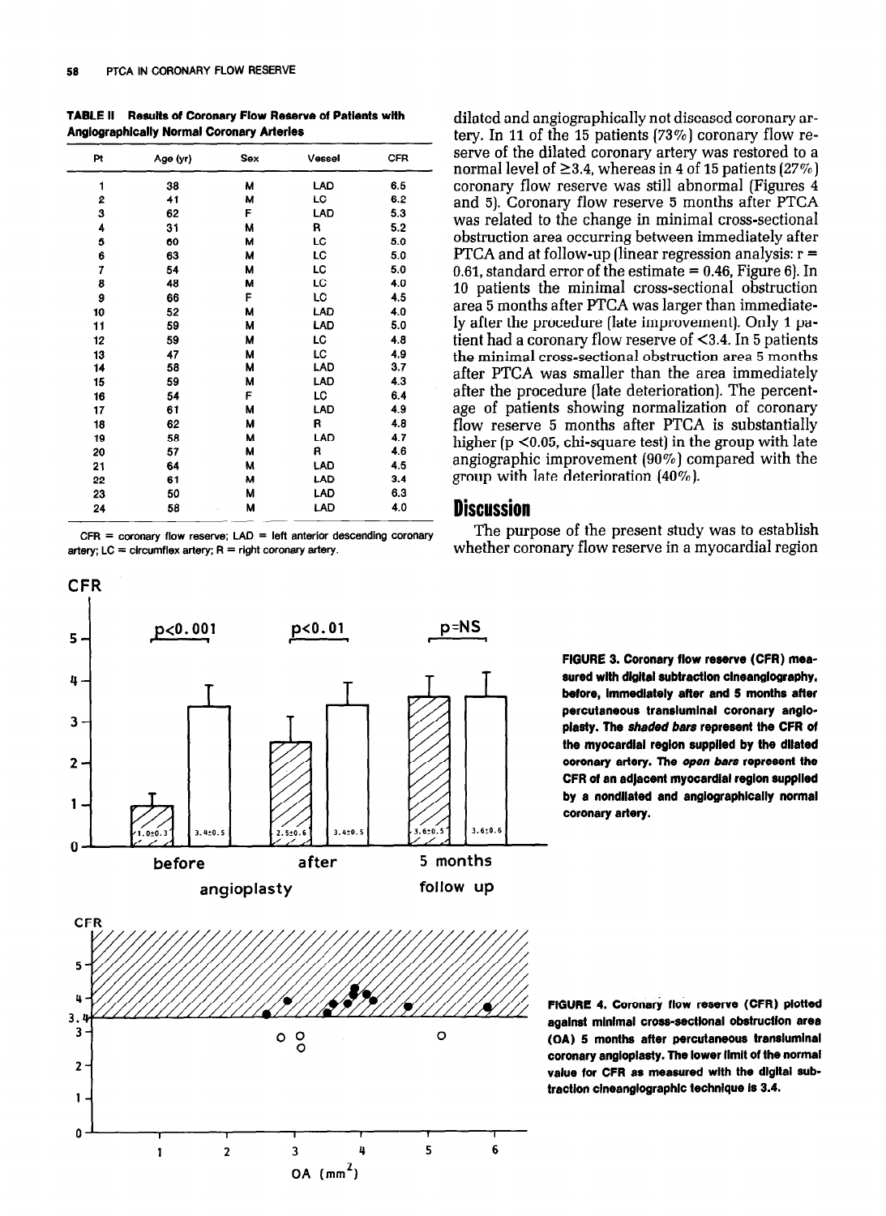**TABLE II Results of Coronary Flow Reserve of Patients with Angiographically Normal Coronary Arteries**

| Pt | Age (yr) | Sex | Vessel | CFR |
|---|---|---|---|---|
| 1 | 38 | M | LAD | 6.5 |
| 2 | 41 | M | LC | 6.2 |
| 3 | 62 | F | LAD | 5.3 |
| 4 | 31 | M | R | 5.2 |
| 5 | 60 | M | LC | 5.0 |
| 6 | 63 | M | LC | 5.0 |
| 7 | 54 | M | LC | 5.0 |
| 8 | 48 | M | LC | 4.0 |
| 9 | 66 | F | LC | 4.5 |
| 10 | 52 | M | LAD | 4.0 |
| 11 | 59 | M | LAD | 5.0 |
| 12 | 59 | M | LC | 4.8 |
| 13 | 47 | M | LC | 4.9 |
| 14 | 58 | M | LAD | 3.7 |
| 15 | 59 | M | LAD | 4.3 |
| 16 | 54 | F | LC | 6.4 |
| 17 | 61 | M | LAD | 4.9 |
| 18 | 62 | M | R | 4.8 |
| 19 | 58 | M | LAD | 4.7 |
| 20 | 57 | M | R | 4.6 |
| 21 | 64 | M | LAD | 4.5 |
| 22 | 61 | M | LAD | 3.4 |
| 23 | 50 | M | LAD | 6.3 |
| 24 | 58 | M | LAD | 4.0 |

CFR = coronary flow reserve; LAD = left anterior descending coronary artery; LC = circumflex artery; R = right coronary artery.

dilated and angiographically not diseased coronary artery. In 11 of the 15 patients (73%) coronary flow reserve of the dilated coronary artery was restored to a normal level of ≥3.4, whereas in 4 of 15 patients (27%) coronary flow reserve was still abnormal (Figures 4 and 5). Coronary flow reserve 5 months after PTCA was related to the change in minimal cross-sectional obstruction area occurring between immediately after PTCA and at follow-up (linear regression analysis: r = 0.61, standard error of the estimate = 0.46, Figure 6). In 10 patients the minimal cross-sectional obstruction area 5 months after PTCA was larger than immediately after the procedure (late improvement). Only 1 patient had a coronary flow reserve of <3.4. In 5 patients the minimal cross-sectional obstruction area 5 months after PTCA was smaller than the area immediately after the procedure (late deterioration). The percentage of patients showing normalization of coronary flow reserve 5 months after PTCA is substantially higher ($p < 0.05$, chi-square test) in the group with late angiographic improvement (90%) compared with the group with late deterioration (40%).

## Discussion

The purpose of the present study was to establish whether coronary flow reserve in a myocardial region

**FIGURE 3.** Coronary flow reserve (CFR) measured with digital subtraction cineangiography, before, immediately after and 5 months after percutaneous transluminal coronary angioplasty. The *shaded bars* represent the CFR of the myocardial region supplied by the dilated coronary artery. The *open bars* represent the CFR of an adjacent myocardial region supplied by a nondilated and angiographically normal coronary artery.

**FIGURE 4.** Coronary flow reserve (CFR) plotted against minimal cross-sectional obstruction area (OA) 5 months after percutaneous transluminal coronary angioplasty. The lower limit of the normal value for CFR as measured with the digital subtraction cineangiographic technique is 3.4.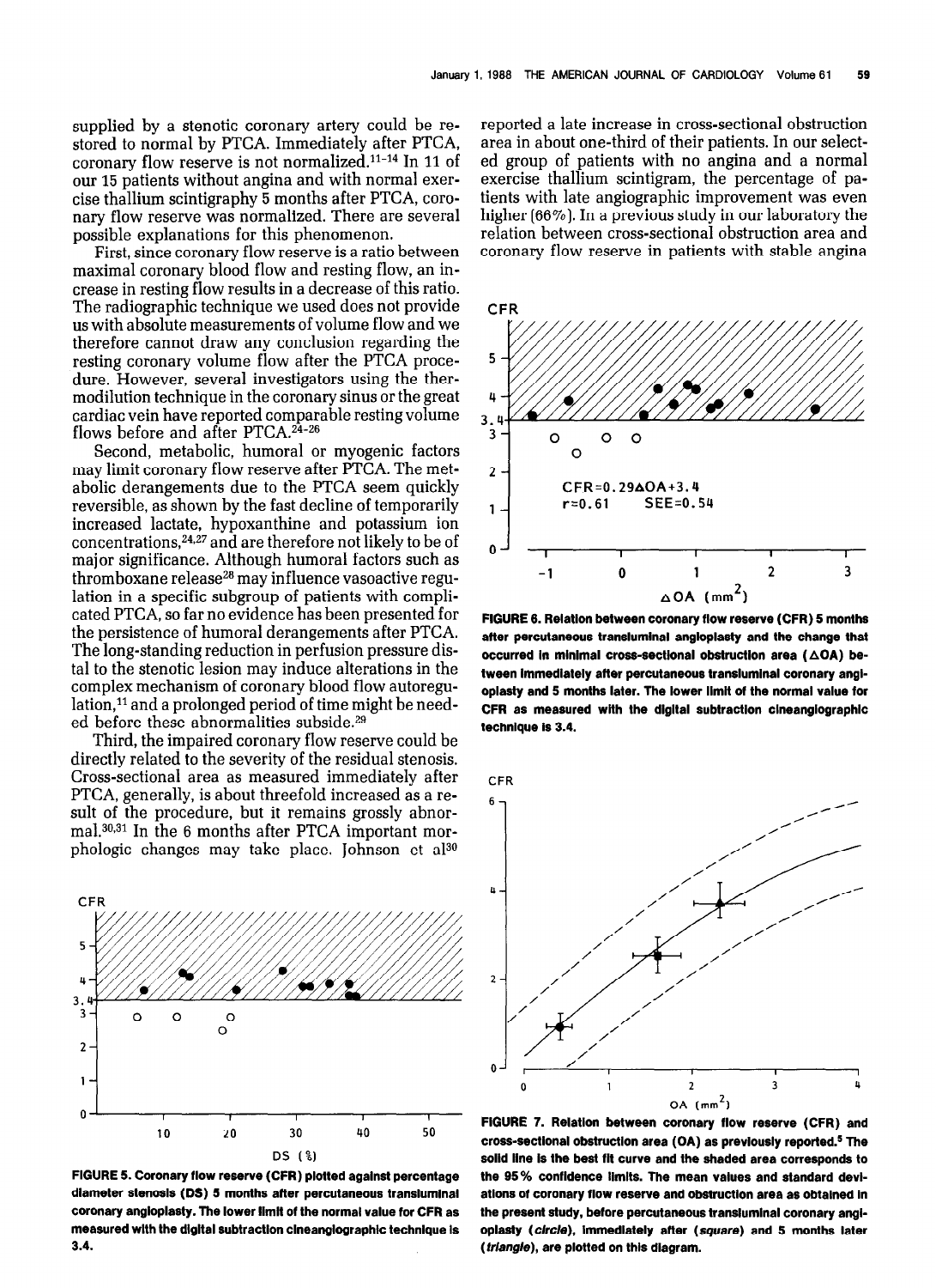supplied by a stenotic coronary artery could be restored to normal by PTCA. Immediately after PTCA, coronary flow reserve is not normalized.[11-14] In 11 of our 15 patients without angina and with normal exercise thallium scintigraphy 5 months after PTCA, coronary flow reserve was normalized. There are several possible explanations for this phenomenon.

First, since coronary flow reserve is a ratio between maximal coronary blood flow and resting flow, an increase in resting flow results in a decrease of this ratio. The radiographic technique we used does not provide us with absolute measurements of volume flow and we therefore cannot draw any conclusion regarding the resting coronary volume flow after the PTCA procedure. However, several investigators using the thermodilution technique in the coronary sinus or the great cardiac vein have reported comparable resting volume flows before and after PTCA.[24-26]

Second, metabolic, humoral or myogenic factors may limit coronary flow reserve after PTCA. The metabolic derangements due to the PTCA seem quickly reversible, as shown by the fast decline of temporarily increased lactate, hypoxanthine and potassium ion concentrations,[24,27] and are therefore not likely to be of major significance. Although humoral factors such as thromboxane release[28] may influence vasoactive regulation in a specific subgroup of patients with complicated PTCA, so far no evidence has been presented for the persistence of humoral derangements after PTCA. The long-standing reduction in perfusion pressure distal to the stenotic lesion may induce alterations in the complex mechanism of coronary blood flow autoregulation,[11] and a prolonged period of time might be needed before these abnormalities subside.[29]

Third, the impaired coronary flow reserve could be directly related to the severity of the residual stenosis. Cross-sectional area as measured immediately after PTCA, generally, is about threefold increased as a result of the procedure, but it remains grossly abnormal.[30,31] In the 6 months after PTCA important morphologic changes may take place. Johnson et al[30] reported a late increase in cross-sectional obstruction area in about one-third of their patients. In our selected group of patients with no angina and a normal exercise thallium scintigram, the percentage of patients with late angiographic improvement was even higher (66%). In a previous study in our laboratory the relation between cross-sectional obstruction area and coronary flow reserve in patients with stable angina

**FIGURE 5. Coronary flow reserve (CFR) plotted against percentage diameter stenosis (DS) 5 months after percutaneous transluminal coronary angioplasty. The lower limit of the normal value for CFR as measured with the digital subtraction cineangiographic technique is 3.4.**

**FIGURE 6. Relation between coronary flow reserve (CFR) 5 months after percutaneous transluminal angioplasty and the change that occurred in minimal cross-sectional obstruction area (ΔOA) between immediately after percutaneous transluminal coronary angioplasty and 5 months later. The lower limit of the normal value for CFR as measured with the digital subtraction cineangiographic technique is 3.4.**

**FIGURE 7. Relation between coronary flow reserve (CFR) and cross-sectional obstruction area (OA) as previously reported.[5] The solid line is the best fit curve and the shaded area corresponds to the 95% confidence limits. The mean values and standard deviations of coronary flow reserve and obstruction area as obtained in the present study, before percutaneous transluminal coronary angioplasty (*circle*), immediately after (*square*) and 5 months later (*triangle*), are plotted on this diagram.**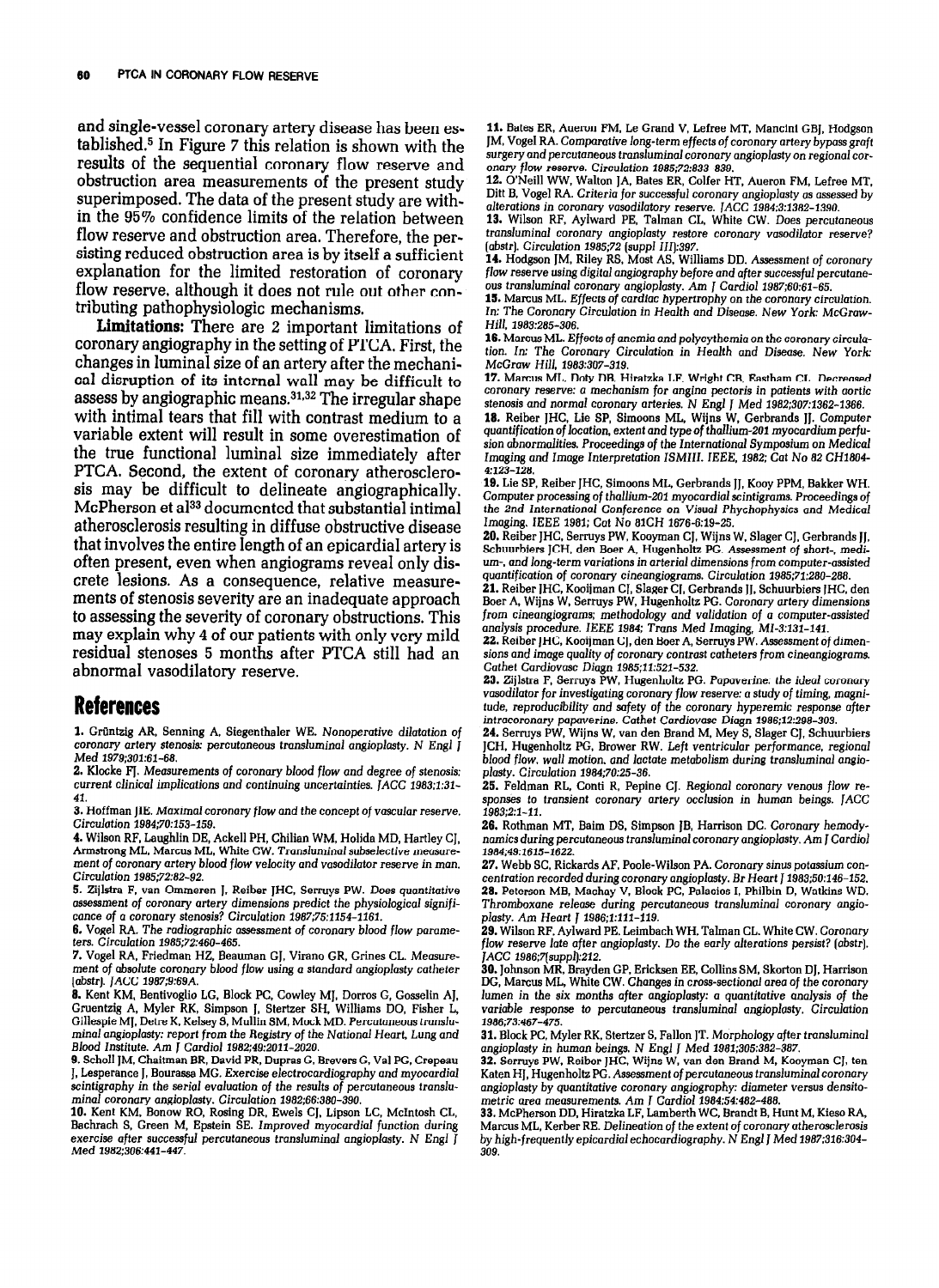and single-vessel coronary artery disease has been established.[5] In Figure 7 this relation is shown with the results of the sequential coronary flow reserve and obstruction area measurements of the present study superimposed. The data of the present study are within the 95% confidence limits of the relation between flow reserve and obstruction area. Therefore, the persisting reduced obstruction area is by itself a sufficient explanation for the limited restoration of coronary flow reserve, although it does not rule out other contributing pathophysiologic mechanisms.

**Limitations:** There are 2 important limitations of coronary angiography in the setting of PTCA. First, the changes in luminal size of an artery after the mechanical disruption of its internal wall may be difficult to assess by angiographic means.[31,32] The irregular shape with intimal tears that fill with contrast medium to a variable extent will result in some overestimation of the true functional luminal size immediately after PTCA. Second, the extent of coronary atherosclerosis may be difficult to delineate angiographically. McPherson et al[33] documented that substantial intimal atherosclerosis resulting in diffuse obstructive disease that involves the entire length of an epicardial artery is often present, even when angiograms reveal only discrete lesions. As a consequence, relative measurements of stenosis severity are an inadequate approach to assessing the severity of coronary obstructions. This may explain why 4 of our patients with only very mild residual stenoses 5 months after PTCA still had an abnormal vasodilatory reserve.

## References

1. Grüntzig AR, Senning A, Siegenthaler WE. *Nonoperative dilatation of coronary artery stenosis: percutaneous transluminal angioplasty. N Engl J Med 1979;301:61–68.*
2. Klocke FJ. *Measurements of coronary blood flow and degree of stenosis: current clinical implications and continuing uncertainties. JACC 1983;1:31–41.*
3. Hoffman JIE. *Maximal coronary flow and the concept of vascular reserve. Circulation 1984;70:153–159.*
4. Wilson RF, Laughlin DE, Ackell PH, Chilian WM, Holida MD, Hartley CJ, Armstrong ML, Marcus ML, White CW. *Transluminal subselective measurement of coronary artery blood flow velocity and vasodilator reserve in man. Circulation 1985;72:82–92.*
5. Zijlstra F, van Ommeren J, Reiber JHC, Serruys PW. *Does quantitative assessment of coronary artery dimensions predict the physiological significance of a coronary stenosis? Circulation 1987;75:1154–1161.*
6. Vogel RA. *The radiographic assessment of coronary blood flow parameters. Circulation 1985;72:460–465.*
7. Vogel RA, Friedman HZ, Beauman GJ, Virano GR, Grines CL. *Measurement of absolute coronary blood flow using a standard angioplasty catheter (abstr). JACC 1987;9:69A.*
8. Kent KM, Bentivoglio LG, Block PC, Cowley MJ, Dorros G, Gosselin AJ, Gruentzig A, Myler RK, Simpson J, Stertzer SH, Williams DO, Fisher L, Gillespie MJ, Detre K, Kelsey S, Mullin SM, Mock MD. *Percutaneous transluminal angioplasty: report from the Registry of the National Heart, Lung and Blood Institute. Am J Cardiol 1982;49:2011–2020.*
9. Scholl JM, Chaitman BR, David PR, Dupras G, Brevers G, Val PG, Crepeau J, Lesperance J, Bourassa MG. *Exercise electrocardiography and myocardial scintigraphy in the serial evaluation of the results of percutaneous transluminal coronary angioplasty. Circulation 1982;66:380–390.*
10. Kent KM, Bonow RO, Rosing DR, Ewels CJ, Lipson LC, McIntosh CL, Bachrach S, Green M, Epstein SE. *Improved myocardial function during exercise after successful percutaneous transluminal angioplasty. N Engl J Med 1982;306:441–447.*
11. Bates ER, Aueron FM, Le Grand V, Lefree MT, Mancini GBJ, Hodgson JM, Vogel RA. *Comparative long-term effects of coronary artery bypass graft surgery and percutaneous transluminal coronary angioplasty on regional coronary flow reserve. Circulation 1985;72:833–839.*
12. O'Neill WW, Walton JA, Bates ER, Colfer HT, Aueron FM, Lefree MT, Ditt B, Vogel RA. *Criteria for successful coronary angioplasty as assessed by alterations in coronary vasodilatory reserve. JACC 1984;3:1382–1390.*
13. Wilson RF, Aylward PE, Talman CL, White CW. *Does percutaneous transluminal coronary angioplasty restore coronary vasodilator reserve? (abstr). Circulation 1985;72 (suppl III):397.*
14. Hodgson JM, Riley RS, Most AS, Williams DD. *Assessment of coronary flow reserve using digital angiography before and after successful percutaneous transluminal coronary angioplasty. Am J Cardiol 1987;60:61–65.*
15. Marcus ML. *Effects of cardiac hypertrophy on the coronary circulation. In: The Coronary Circulation in Health and Disease. New York: McGraw-Hill, 1983:285–306.*
16. Marcus ML. *Effects of anemia and polycythemia on the coronary circulation. In: The Coronary Circulation in Health and Disease. New York: McGraw Hill, 1983:307–319.*
17. Marcus ML, Doty DB, Hiratzka LF, Wright CB, Eastham CL. *Decreased coronary reserve: a mechanism for angina pectoris in patients with aortic stenosis and normal coronary arteries. N Engl J Med 1982;307:1362–1366.*
18. Reiber JHC, Lie SP, Simoons ML, Wijns W, Gerbrands JJ. *Computer quantification of location, extent and type of thallium-201 myocardial perfusion abnormalities. Proceedings of the International Symposium on Medical Imaging and Image Interpretation ISMIII. IEEE, 1982; Cat No 82 CH1804-4:123–128.*
19. Lie SP, Reiber JHC, Simoons ML, Gerbrands JJ, Kooy PPM, Bakker WH. *Computer processing of thallium-201 myocardial scintigrams. Proceedings of the 2nd International Conference on Visual Phychophysics and Medical Imaging. IEEE 1981; Cat No 81CH 1676-6:19–25.*
20. Reiber JHC, Serruys PW, Kooyman CJ, Wijns W, Slager CJ, Gerbrands JJ, Schuurbiers JCH, den Boer A, Hugenholtz PG. *Assessment of short-, medium-, and long-term variations in arterial dimensions from computer-assisted quantification of coronary cineangiograms. Circulation 1985;71:280–288.*
21. Reiber JHC, Kooijman CJ, Slager CJ, Gerbrands JJ, Schuurbiers JHC, den Boer A, Wijns W, Serruys PW, Hugenholtz PG. *Coronary artery dimensions from cineangiograms; methodology and validation of a computer-assisted analysis procedure. IEEE 1984; Trans Med Imaging, MI-3:131–141.*
22. Reiber JHC, Kooijman CJ, den Boer A, Serruys PW. *Assessment of dimensions and image quality of coronary contrast catheters from cineangiograms. Cathet Cardiovasc Diagn 1985;11:521–532.*
23. Zijlstra F, Serruys PW, Hugenholtz PG. *Papaverine: the ideal coronary vasodilator for investigating coronary flow reserve: a study of timing, magnitude, reproducibility and safety of the coronary hyperemic response after intracoronary papaverine. Cathet Cardiovasc Diagn 1986;12:298–303.*
24. Serruys PW, Wijns W, van den Brand M, Mey S, Slager CJ, Schuurbiers JCH, Hugenholtz PG, Brower RW. *Left ventricular performance, regional blood flow, wall motion, and lactate metabolism during transluminal angioplasty. Circulation 1984;70:25–36.*
25. Feldman RL, Conti R, Pepine CJ. *Regional coronary venous flow responses to transient coronary artery occlusion in human beings. JACC 1983;2:1–11.*
26. Rothman MT, Baim DS, Simpson JB, Harrison DC. *Coronary hemodynamics during percutaneous transluminal coronary angioplasty. Am J Cardiol 1984;49:1615–1622.*
27. Webb SC, Rickards AF, Poole-Wilson PA. *Coronary sinus potassium concentration recorded during coronary angioplasty. Br Heart J 1983;50:146–152.*
28. Peterson MB, Machay V, Block PC, Palacios I, Philbin D, Watkins WD. *Thromboxane release during percutaneous transluminal coronary angioplasty. Am Heart J 1986;1:111–119.*
29. Wilson RF, Aylward PE, Leimbach WH, Talman CL, White CW. *Coronary flow reserve late after angioplasty. Do the early alterations persist? (abstr). JACC 1986;7(suppl):212.*
30. Johnson MR, Brayden GP, Ericksen EE, Collins SM, Skorton DJ, Harrison DG, Marcus ML, White CW. *Changes in cross-sectional area of the coronary lumen in the six months after angioplasty: a quantitative analysis of the variable response to percutaneous transluminal angioplasty. Circulation 1986;73:467–475.*
31. Block PC, Myler RK, Stertzer S, Fallon JT. *Morphology after transluminal angioplasty in human beings. N Engl J Med 1981;305:382–387.*
32. Serruys PW, Reiber JHC, Wijns W, van den Brand M, Kooyman CJ, ten Katen HJ, Hugenholtz PG. *Assessment of percutaneous transluminal coronary angioplasty by quantitative coronary angiography: diameter versus densitometric area measurements. Am J Cardiol 1984;54:482–488.*
33. McPherson DD, Hiratzka LF, Lamberth WC, Brandt B, Hunt M, Kieso RA, Marcus ML, Kerber RE. *Delineation of the extent of coronary atherosclerosis by high-frequently epicardial echocardiography. N Engl J Med 1987;316:304–309.*